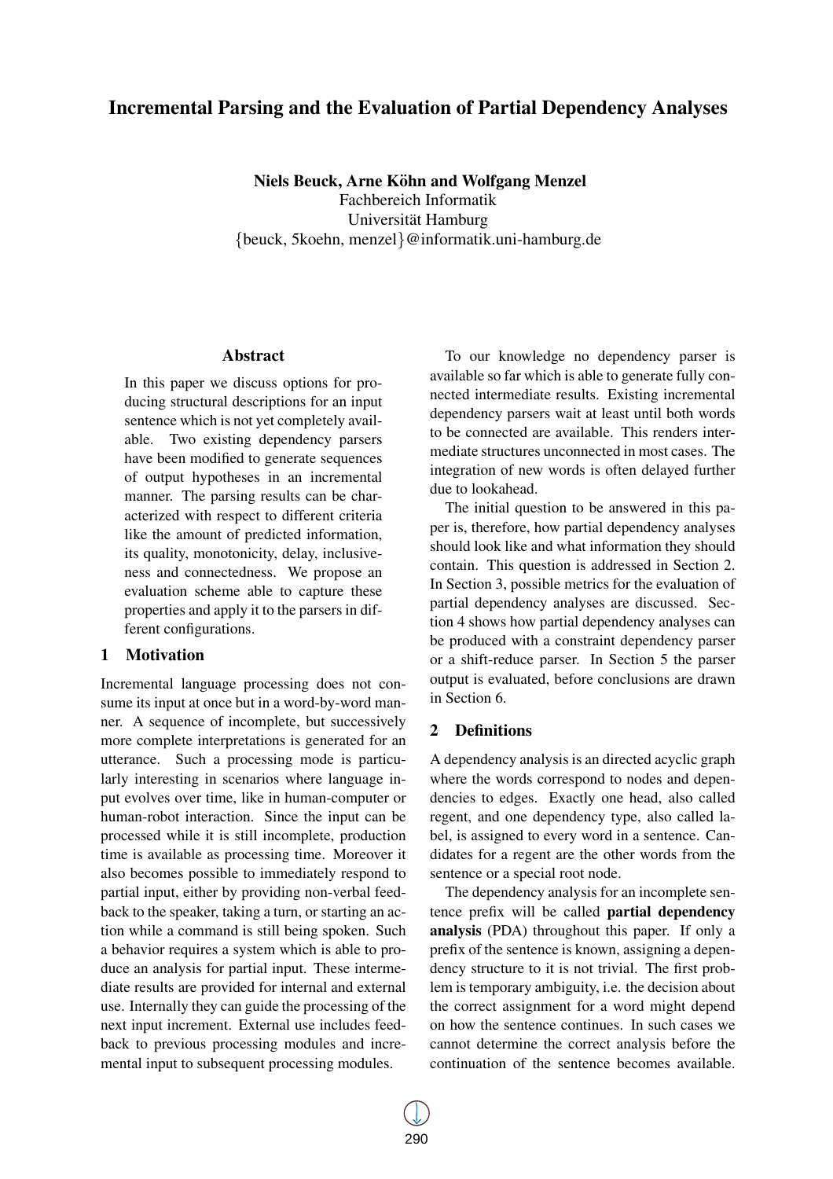# Incremental Parsing and the Evaluation of Partial Dependency Analyses

**Niels Beuck, Arne Köhn and Wolfgang Menzel**
Fachbereich Informatik
Universität Hamburg
{beuck, 5koehn, menzel}@informatik.uni-hamburg.de

## Abstract

In this paper we discuss options for producing structural descriptions for an input sentence which is not yet completely available. Two existing dependency parsers have been modified to generate sequences of output hypotheses in an incremental manner. The parsing results can be characterized with respect to different criteria like the amount of predicted information, its quality, monotonicity, delay, inclusiveness and connectedness. We propose an evaluation scheme able to capture these properties and apply it to the parsers in different configurations.

## 1 Motivation

Incremental language processing does not consume its input at once but in a word-by-word manner. A sequence of incomplete, but successively more complete interpretations is generated for an utterance. Such a processing mode is particularly interesting in scenarios where language input evolves over time, like in human-computer or human-robot interaction. Since the input can be processed while it is still incomplete, production time is available as processing time. Moreover it also becomes possible to immediately respond to partial input, either by providing non-verbal feedback to the speaker, taking a turn, or starting an action while a command is still being spoken. Such a behavior requires a system which is able to produce an analysis for partial input. These intermediate results are provided for internal and external use. Internally they can guide the processing of the next input increment. External use includes feedback to previous processing modules and incremental input to subsequent processing modules.

To our knowledge no dependency parser is available so far which is able to generate fully connected intermediate results. Existing incremental dependency parsers wait at least until both words to be connected are available. This renders intermediate structures unconnected in most cases. The integration of new words is often delayed further due to lookahead.

The initial question to be answered in this paper is, therefore, how partial dependency analyses should look like and what information they should contain. This question is addressed in Section 2. In Section 3, possible metrics for the evaluation of partial dependency analyses are discussed. Section 4 shows how partial dependency analyses can be produced with a constraint dependency parser or a shift-reduce parser. In Section 5 the parser output is evaluated, before conclusions are drawn in Section 6.

## 2 Definitions

A dependency analysis is an directed acyclic graph where the words correspond to nodes and dependencies to edges. Exactly one head, also called regent, and one dependency type, also called label, is assigned to every word in a sentence. Candidates for a regent are the other words from the sentence or a special root node.

The dependency analysis for an incomplete sentence prefix will be called **partial dependency analysis** (PDA) throughout this paper. If only a prefix of the sentence is known, assigning a dependency structure to it is not trivial. The first problem is temporary ambiguity, i.e. the decision about the correct assignment for a word might depend on how the sentence continues. In such cases we cannot determine the correct analysis before the continuation of the sentence becomes available.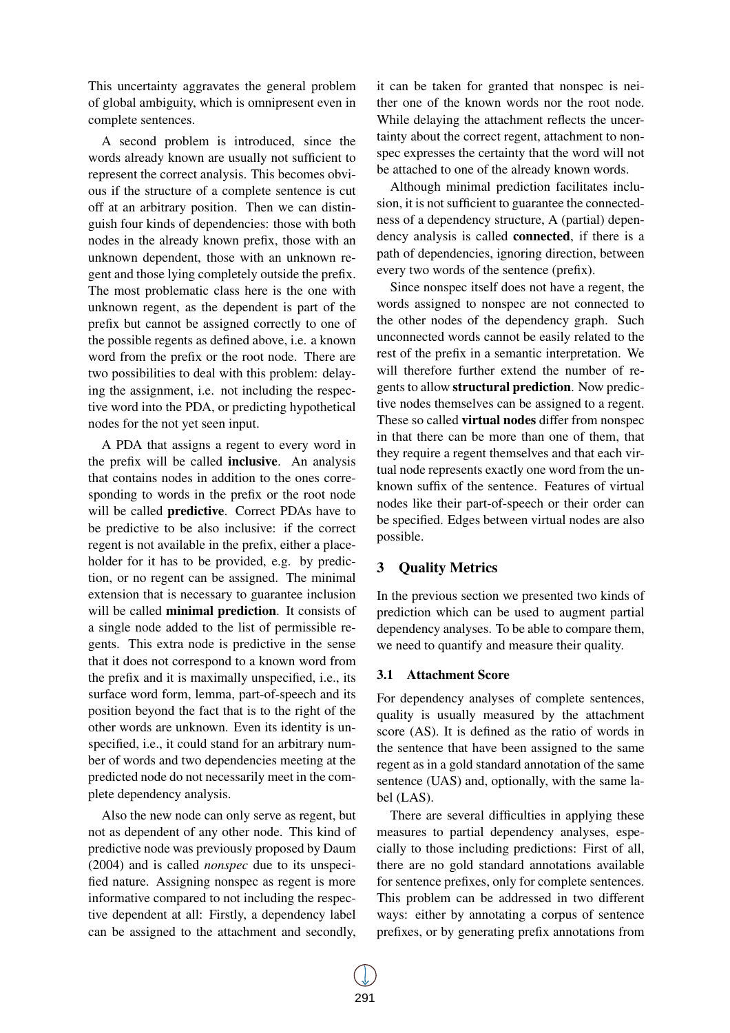This uncertainty aggravates the general problem of global ambiguity, which is omnipresent even in complete sentences.

A second problem is introduced, since the words already known are usually not sufficient to represent the correct analysis. This becomes obvious if the structure of a complete sentence is cut off at an arbitrary position. Then we can distinguish four kinds of dependencies: those with both nodes in the already known prefix, those with an unknown dependent, those with an unknown regent and those lying completely outside the prefix. The most problematic class here is the one with unknown regent, as the dependent is part of the prefix but cannot be assigned correctly to one of the possible regents as defined above, i.e. a known word from the prefix or the root node. There are two possibilities to deal with this problem: delaying the assignment, i.e. not including the respective word into the PDA, or predicting hypothetical nodes for the not yet seen input.

A PDA that assigns a regent to every word in the prefix will be called **inclusive**. An analysis that contains nodes in addition to the ones corresponding to words in the prefix or the root node will be called **predictive**. Correct PDAs have to be predictive to be also inclusive: if the correct regent is not available in the prefix, either a placeholder for it has to be provided, e.g. by prediction, or no regent can be assigned. The minimal extension that is necessary to guarantee inclusion will be called **minimal prediction**. It consists of a single node added to the list of permissible regents. This extra node is predictive in the sense that it does not correspond to a known word from the prefix and it is maximally unspecified, i.e., its surface word form, lemma, part-of-speech and its position beyond the fact that is to the right of the other words are unknown. Even its identity is unspecified, i.e., it could stand for an arbitrary number of words and two dependencies meeting at the predicted node do not necessarily meet in the complete dependency analysis.

Also the new node can only serve as regent, but not as dependent of any other node. This kind of predictive node was previously proposed by Daum (2004) and is called *nonspec* due to its unspecified nature. Assigning nonspec as regent is more informative compared to not including the respective dependent at all: Firstly, a dependency label can be assigned to the attachment and secondly, it can be taken for granted that nonspec is neither one of the known words nor the root node. While delaying the attachment reflects the uncertainty about the correct regent, attachment to nonspec expresses the certainty that the word will not be attached to one of the already known words.

Although minimal prediction facilitates inclusion, it is not sufficient to guarantee the connectedness of a dependency structure, A (partial) dependency analysis is called **connected**, if there is a path of dependencies, ignoring direction, between every two words of the sentence (prefix).

Since nonspec itself does not have a regent, the words assigned to nonspec are not connected to the other nodes of the dependency graph. Such unconnected words cannot be easily related to the rest of the prefix in a semantic interpretation. We will therefore further extend the number of regents to allow **structural prediction**. Now predictive nodes themselves can be assigned to a regent. These so called **virtual nodes** differ from nonspec in that there can be more than one of them, that they require a regent themselves and that each virtual node represents exactly one word from the unknown suffix of the sentence. Features of virtual nodes like their part-of-speech or their order can be specified. Edges between virtual nodes are also possible.

## 3 Quality Metrics

In the previous section we presented two kinds of prediction which can be used to augment partial dependency analyses. To be able to compare them, we need to quantify and measure their quality.

### 3.1 Attachment Score

For dependency analyses of complete sentences, quality is usually measured by the attachment score (AS). It is defined as the ratio of words in the sentence that have been assigned to the same regent as in a gold standard annotation of the same sentence (UAS) and, optionally, with the same label (LAS).

There are several difficulties in applying these measures to partial dependency analyses, especially to those including predictions: First of all, there are no gold standard annotations available for sentence prefixes, only for complete sentences. This problem can be addressed in two different ways: either by annotating a corpus of sentence prefixes, or by generating prefix annotations from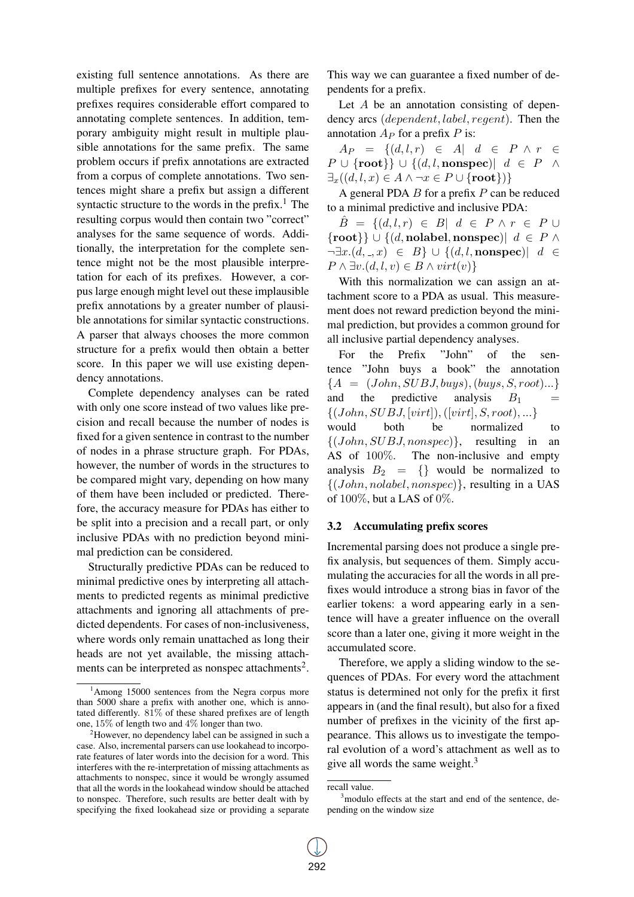existing full sentence annotations. As there are multiple prefixes for every sentence, annotating prefixes requires considerable effort compared to annotating complete sentences. In addition, temporary ambiguity might result in multiple plausible annotations for the same prefix. The same problem occurs if prefix annotations are extracted from a corpus of complete annotations. Two sentences might share a prefix but assign a different syntactic structure to the words in the prefix.[1] The resulting corpus would then contain two "correct" analyses for the same sequence of words. Additionally, the interpretation for the complete sentence might not be the most plausible interpretation for each of its prefixes. However, a corpus large enough might level out these implausible prefix annotations by a greater number of plausible annotations for similar syntactic constructions. A parser that always chooses the more common structure for a prefix would then obtain a better score. In this paper we will use existing dependency annotations.

Complete dependency analyses can be rated with only one score instead of two values like precision and recall because the number of nodes is fixed for a given sentence in contrast to the number of nodes in a phrase structure graph. For PDAs, however, the number of words in the structures to be compared might vary, depending on how many of them have been included or predicted. Therefore, the accuracy measure for PDAs has either to be split into a precision and a recall part, or only inclusive PDAs with no prediction beyond minimal prediction can be considered.

Structurally predictive PDAs can be reduced to minimal predictive ones by interpreting all attachments to predicted regents as minimal predictive attachments and ignoring all attachments of predicted dependents. For cases of non-inclusiveness, where words only remain unattached as long their heads are not yet available, the missing attachments can be interpreted as nonspec attachments[2]. This way we can guarantee a fixed number of dependents for a prefix.

Let $A$ be an annotation consisting of dependency arcs $(dependent, label, regent)$. Then the annotation $A_P$ for a prefix $P$ is:

$$A_P = \{(d,l,r) \in A \mid d \in P \wedge r \in P \cup \{\mathbf{root}\}\} \cup \{(d,l,\mathbf{nonspec}) \mid d \in P \wedge \exists_x ((d,l,x) \in A \wedge \neg x \in P \cup \{\mathbf{root}\})\}$$

A general PDA $B$ for a prefix $P$ can be reduced to a minimal predictive and inclusive PDA:

$$\hat{B} = \{(d,l,r) \in B \mid d \in P \wedge r \in P \cup \{\mathbf{root}\}\} \cup \{(d, \mathbf{nolabel}, \mathbf{nonspec}) \mid d \in P \wedge \neg \exists x.(d, \_, x) \in B\} \cup \{(d,l,\mathbf{nonspec}) \mid d \in P \wedge \exists v.(d,l,v) \in B \wedge virt(v)\}$$

With this normalization we can assign an attachment score to a PDA as usual. This measurement does not reward prediction beyond the minimal prediction, but provides a common ground for all inclusive partial dependency analyses.

For the Prefix "John" of the sentence "John buys a book" the annotation $\{A = (John, SUBJ, buys), (buys, S, root)...\}$ and the predictive analysis $B_1 = \{(John, SUBJ, [virt]), ([virt], S, root), ...\}$ would both be normalized to $\{(John, SUBJ, nonspec)\}$, resulting in an AS of 100%. The non-inclusive and empty analysis $B_2 = \{\}$ would be normalized to $\{(John, nolabel, nonspec)\}$, resulting in a UAS of 100%, but a LAS of 0%.

### 3.2 Accumulating prefix scores

Incremental parsing does not produce a single prefix analysis, but sequences of them. Simply accumulating the accuracies for all the words in all prefixes would introduce a strong bias in favor of the earlier tokens: a word appearing early in a sentence will have a greater influence on the overall score than a later one, giving it more weight in the accumulated score.

Therefore, we apply a sliding window to the sequences of PDAs. For every word the attachment status is determined not only for the prefix it first appears in (and the final result), but also for a fixed number of prefixes in the vicinity of the first appearance. This allows us to investigate the temporal evolution of a word's attachment as well as to give all words the same weight.[3]

---

[1] Among 15000 sentences from the Negra corpus more than 5000 share a prefix with another one, which is annotated differently. 81% of these shared prefixes are of length one, 15% of length two and 4% longer than two.

[2] However, no dependency label can be assigned in such a case. Also, incremental parsers can use lookahead to incorporate features of later words into the decision for a word. This interferes with the re-interpretation of missing attachments as attachments to nonspec, since it would be wrongly assumed that all the words in the lookahead window should be attached to nonspec. Therefore, such results are better dealt with by specifying the fixed lookahead size or providing a separate recall value.

[3] modulo effects at the start and end of the sentence, depending on the window size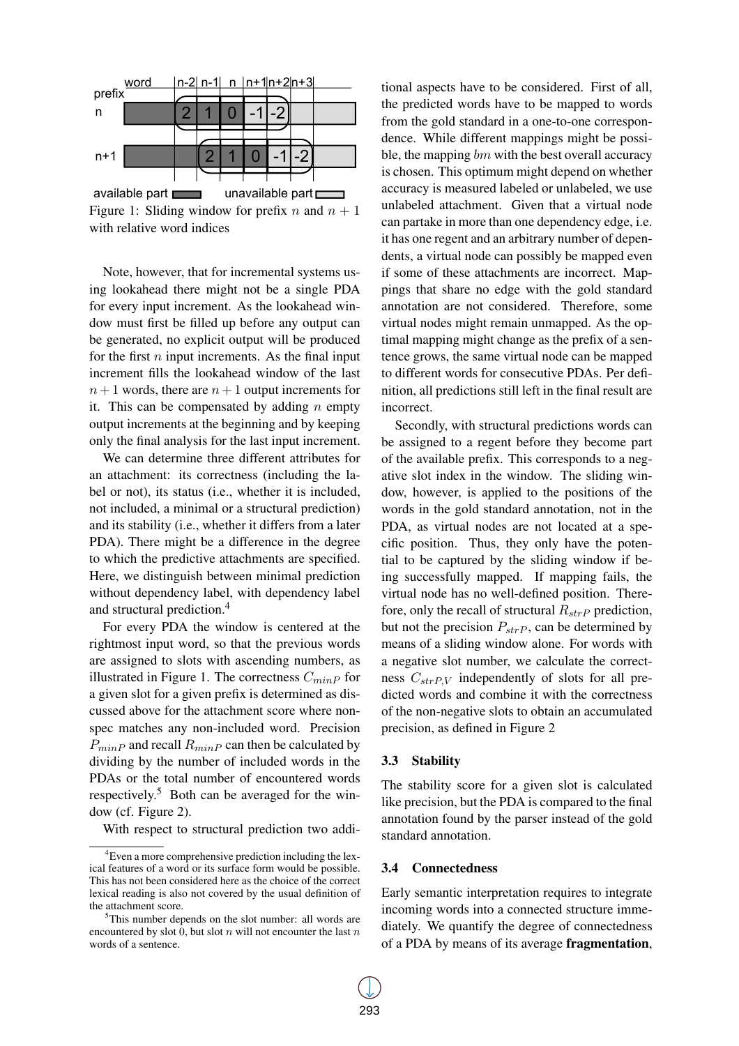Figure 1: Sliding window for prefix $n$ and $n+1$ with relative word indices

Note, however, that for incremental systems using lookahead there might not be a single PDA for every input increment. As the lookahead window must first be filled up before any output can be generated, no explicit output will be produced for the first $n$ input increments. As the final input increment fills the lookahead window of the last $n+1$ words, there are $n+1$ output increments for it. This can be compensated by adding $n$ empty output increments at the beginning and by keeping only the final analysis for the last input increment.

We can determine three different attributes for an attachment: its correctness (including the label or not), its status (i.e., whether it is included, not included, a minimal or a structural prediction) and its stability (i.e., whether it differs from a later PDA). There might be a difference in the degree to which the predictive attachments are specified. Here, we distinguish between minimal prediction without dependency label, with dependency label and structural prediction.[4]

For every PDA the window is centered at the rightmost input word, so that the previous words are assigned to slots with ascending numbers, as illustrated in Figure 1. The correctness $C_{minP}$ for a given slot for a given prefix is determined as discussed above for the attachment score where nonspec matches any non-included word. Precision $P_{minP}$ and recall $R_{minP}$ can then be calculated by dividing by the number of included words in the PDAs or the total number of encountered words respectively.[5] Both can be averaged for the window (cf. Figure 2).

With respect to structural prediction two additional aspects have to be considered. First of all, the predicted words have to be mapped to words from the gold standard in a one-to-one correspondence. While different mappings might be possible, the mapping $bm$ with the best overall accuracy is chosen. This optimum might depend on whether accuracy is measured labeled or unlabeled, we use unlabeled attachment. Given that a virtual node can partake in more than one dependency edge, i.e. it has one regent and an arbitrary number of dependents, a virtual node can possibly be mapped even if some of these attachments are incorrect. Mappings that share no edge with the gold standard annotation are not considered. Therefore, some virtual nodes might remain unmapped. As the optimal mapping might change as the prefix of a sentence grows, the same virtual node can be mapped to different words for consecutive PDAs. Per definition, all predictions still left in the final result are incorrect.

Secondly, with structural predictions words can be assigned to a regent before they become part of the available prefix. This corresponds to a negative slot index in the window. The sliding window, however, is applied to the positions of the words in the gold standard annotation, not in the PDA, as virtual nodes are not located at a specific position. Thus, they only have the potential to be captured by the sliding window if being successfully mapped. If mapping fails, the virtual node has no well-defined position. Therefore, only the recall of structural $R_{strP}$ prediction, but not the precision $P_{strP}$, can be determined by means of a sliding window alone. For words with a negative slot number, we calculate the correctness $C_{strP,V}$ independently of slots for all predicted words and combine it with the correctness of the non-negative slots to obtain an accumulated precision, as defined in Figure 2

### 3.3 Stability

The stability score for a given slot is calculated like precision, but the PDA is compared to the final annotation found by the parser instead of the gold standard annotation.

### 3.4 Connectedness

Early semantic interpretation requires to integrate incoming words into a connected structure immediately. We quantify the degree of connectedness of a PDA by means of its average **fragmentation**,

[4] Even a more comprehensive prediction including the lexical features of a word or its surface form would be possible. This has not been considered here as the choice of the correct lexical reading is also not covered by the usual definition of the attachment score.

[5] This number depends on the slot number: all words are encountered by slot 0, but slot $n$ will not encounter the last $n$ words of a sentence.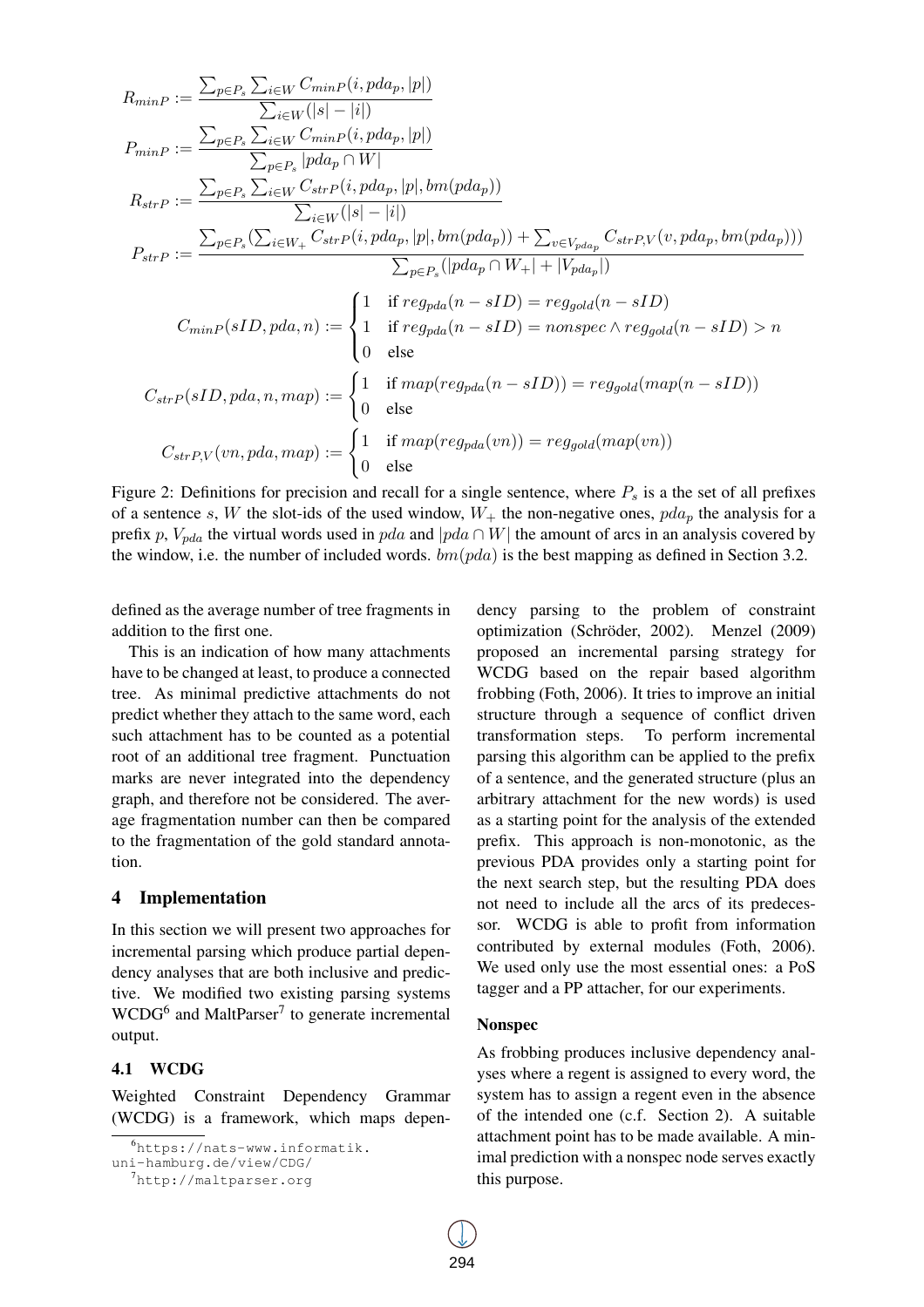$$R_{minP} := \frac{\sum_{p \in P_s} \sum_{i \in W} C_{minP}(i, pda_p, |p|)}{\sum_{i \in W}(|s| - |i|)}$$

$$P_{minP} := \frac{\sum_{p \in P_s} \sum_{i \in W} C_{minP}(i, pda_p, |p|)}{\sum_{p \in P_s} |pda_p \cap W|}$$

$$R_{strP} := \frac{\sum_{p \in P_s} \sum_{i \in W} C_{strP}(i, pda_p, |p|, bm(pda_p))}{\sum_{i \in W}(|s| - |i|)}$$

$$P_{strP} := \frac{\sum_{p \in P_s}(\sum_{i \in W_+} C_{strP}(i, pda_p, |p|, bm(pda_p)) + \sum_{v \in V_{pda_p}} C_{strP,V}(v, pda_p, bm(pda_p)))}{\sum_{p \in P_s}(|pda_p \cap W_+| + |V_{pda_p}|)}$$

$$C_{minP}(sID, pda, n) := \begin{cases} 1 & \text{if } reg_{pda}(n - sID) = reg_{gold}(n - sID) \\ 1 & \text{if } reg_{pda}(n - sID) = nonspec \wedge reg_{gold}(n - sID) > n \\ 0 & \text{else} \end{cases}$$

$$C_{strP}(sID, pda, n, map) := \begin{cases} 1 & \text{if } map(reg_{pda}(n - sID)) = reg_{gold}(map(n - sID)) \\ 0 & \text{else} \end{cases}$$

$$C_{strP,V}(vn, pda, map) := \begin{cases} 1 & \text{if } map(reg_{pda}(vn)) = reg_{gold}(map(vn)) \\ 0 & \text{else} \end{cases}$$

Figure 2: Definitions for precision and recall for a single sentence, where $P_s$ is a the set of all prefixes of a sentence $s$, $W$ the slot-ids of the used window, $W_+$ the non-negative ones, $pda_p$ the analysis for a prefix $p$, $V_{pda}$ the virtual words used in $pda$ and $|pda \cap W|$ the amount of arcs in an analysis covered by the window, i.e. the number of included words. $bm(pda)$ is the best mapping as defined in Section 3.2.

defined as the average number of tree fragments in addition to the first one.

This is an indication of how many attachments have to be changed at least, to produce a connected tree. As minimal predictive attachments do not predict whether they attach to the same word, each such attachment has to be counted as a potential root of an additional tree fragment. Punctuation marks are never integrated into the dependency graph, and therefore not be considered. The average fragmentation number can then be compared to the fragmentation of the gold standard annotation.

## 4 Implementation

In this section we will present two approaches for incremental parsing which produce partial dependency analyses that are both inclusive and predictive. We modified two existing parsing systems WCDG[6] and MaltParser[7] to generate incremental output.

### 4.1 WCDG

Weighted Constraint Dependency Grammar (WCDG) is a framework, which maps dependency parsing to the problem of constraint optimization (Schröder, 2002). Menzel (2009) proposed an incremental parsing strategy for WCDG based on the repair based algorithm frobbing (Foth, 2006). It tries to improve an initial structure through a sequence of conflict driven transformation steps. To perform incremental parsing this algorithm can be applied to the prefix of a sentence, and the generated structure (plus an arbitrary attachment for the new words) is used as a starting point for the analysis of the extended prefix. This approach is non-monotonic, as the previous PDA provides only a starting point for the next search step, but the resulting PDA does not need to include all the arcs of its predecessor. WCDG is able to profit from information contributed by external modules (Foth, 2006). We used only use the most essential ones: a PoS tagger and a PP attacher, for our experiments.

#### Nonspec

As frobbing produces inclusive dependency analyses where a regent is assigned to every word, the system has to assign a regent even in the absence of the intended one (c.f. Section 2). A suitable attachment point has to be made available. A minimal prediction with a nonspec node serves exactly this purpose.

[6] https://nats-www.informatik.uni-hamburg.de/view/CDG/

[7] http://maltparser.org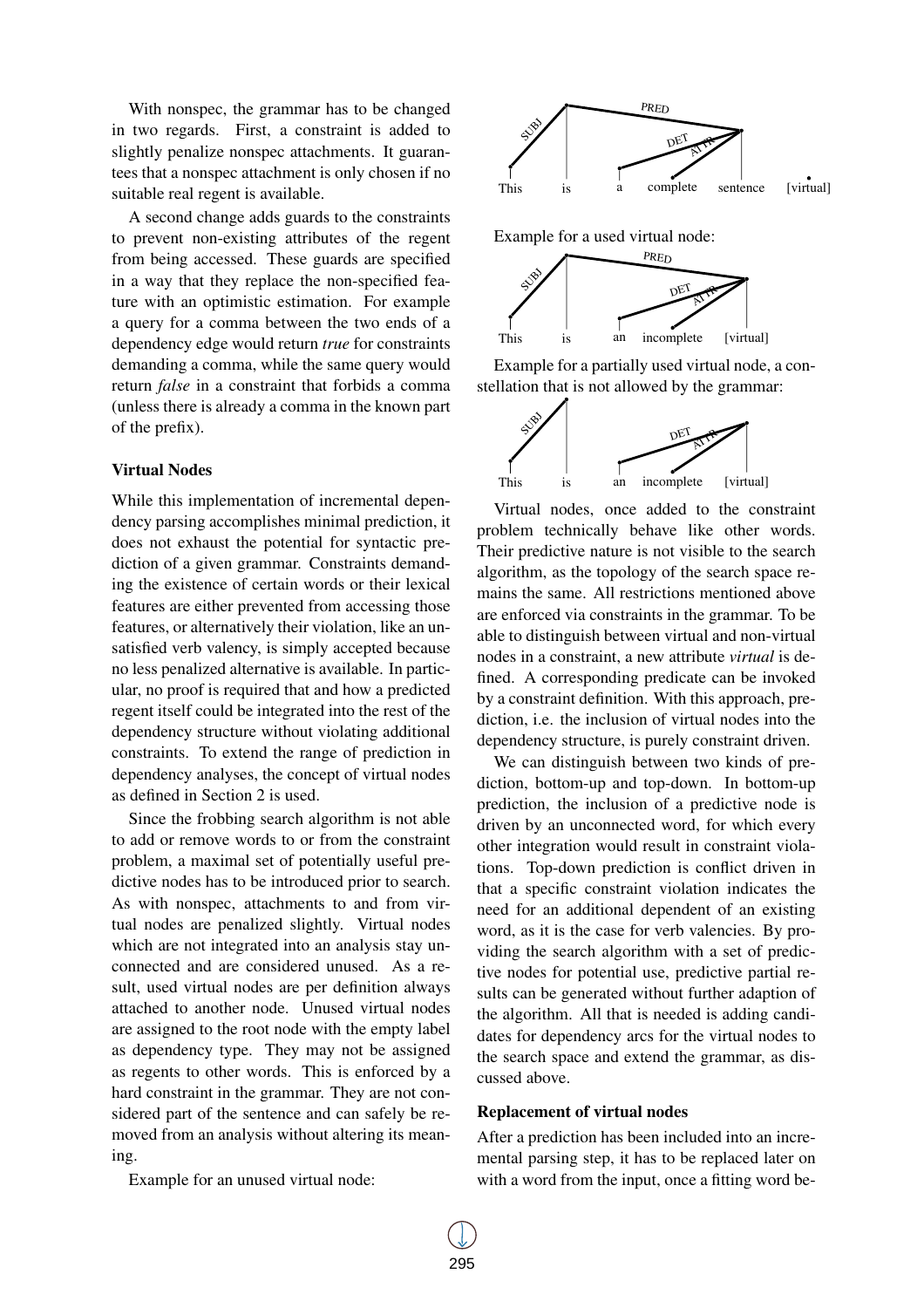With nonspec, the grammar has to be changed in two regards. First, a constraint is added to slightly penalize nonspec attachments. It guarantees that a nonspec attachment is only chosen if no suitable real regent is available.

A second change adds guards to the constraints to prevent non-existing attributes of the regent from being accessed. These guards are specified in a way that they replace the non-specified feature with an optimistic estimation. For example a query for a comma between the two ends of a dependency edge would return *true* for constraints demanding a comma, while the same query would return *false* in a constraint that forbids a comma (unless there is already a comma in the known part of the prefix).

**Virtual Nodes**

While this implementation of incremental dependency parsing accomplishes minimal prediction, it does not exhaust the potential for syntactic prediction of a given grammar. Constraints demanding the existence of certain words or their lexical features are either prevented from accessing those features, or alternatively their violation, like an unsatisfied verb valency, is simply accepted because no less penalized alternative is available. In particular, no proof is required that and how a predicted regent itself could be integrated into the rest of the dependency structure without violating additional constraints. To extend the range of prediction in dependency analyses, the concept of virtual nodes as defined in Section 2 is used.

Since the frobbing search algorithm is not able to add or remove words to or from the constraint problem, a maximal set of potentially useful predictive nodes has to be introduced prior to search. As with nonspec, attachments to and from virtual nodes are penalized slightly. Virtual nodes which are not integrated into an analysis stay unconnected and are considered unused. As a result, used virtual nodes are per definition always attached to another node. Unused virtual nodes are assigned to the root node with the empty label as dependency type. They may not be assigned as regents to other words. This is enforced by a hard constraint in the grammar. They are not considered part of the sentence and can safely be removed from an analysis without altering its meaning.

Example for an unused virtual node:

This is a complete sentence [virtual]

Example for a used virtual node:

This is an incomplete [virtual]

Example for a partially used virtual node, a constellation that is not allowed by the grammar:

This is an incomplete [virtual]

Virtual nodes, once added to the constraint problem technically behave like other words. Their predictive nature is not visible to the search algorithm, as the topology of the search space remains the same. All restrictions mentioned above are enforced via constraints in the grammar. To be able to distinguish between virtual and non-virtual nodes in a constraint, a new attribute *virtual* is defined. A corresponding predicate can be invoked by a constraint definition. With this approach, prediction, i.e. the inclusion of virtual nodes into the dependency structure, is purely constraint driven.

We can distinguish between two kinds of prediction, bottom-up and top-down. In bottom-up prediction, the inclusion of a predictive node is driven by an unconnected word, for which every other integration would result in constraint violations. Top-down prediction is conflict driven in that a specific constraint violation indicates the need for an additional dependent of an existing word, as it is the case for verb valencies. By providing the search algorithm with a set of predictive nodes for potential use, predictive partial results can be generated without further adaption of the algorithm. All that is needed is adding candidates for dependency arcs for the virtual nodes to the search space and extend the grammar, as discussed above.

**Replacement of virtual nodes**

After a prediction has been included into an incremental parsing step, it has to be replaced later on with a word from the input, once a fitting word be-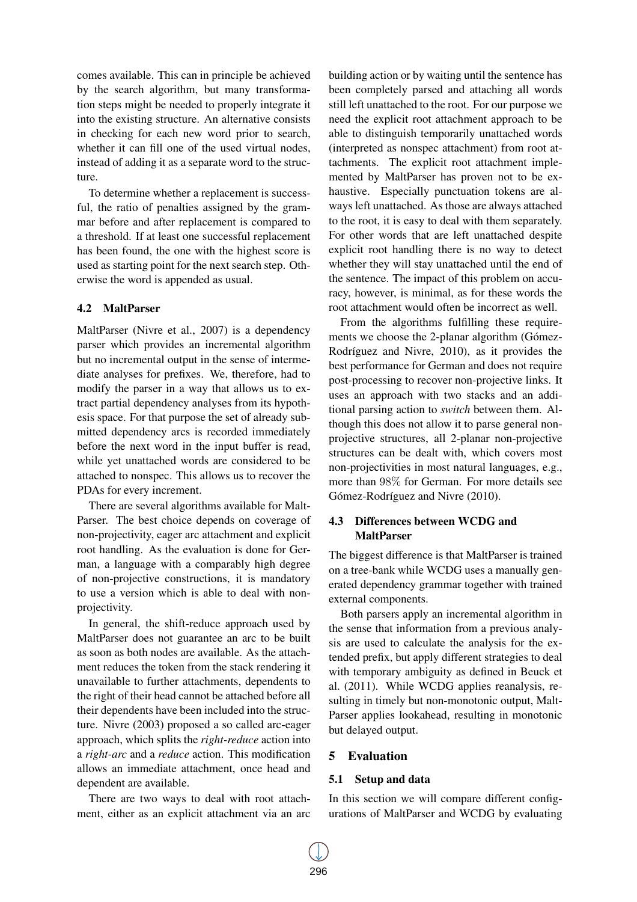comes available. This can in principle be achieved by the search algorithm, but many transformation steps might be needed to properly integrate it into the existing structure. An alternative consists in checking for each new word prior to search, whether it can fill one of the used virtual nodes, instead of adding it as a separate word to the structure.

To determine whether a replacement is successful, the ratio of penalties assigned by the grammar before and after replacement is compared to a threshold. If at least one successful replacement has been found, the one with the highest score is used as starting point for the next search step. Otherwise the word is appended as usual.

### 4.2 MaltParser

MaltParser (Nivre et al., 2007) is a dependency parser which provides an incremental algorithm but no incremental output in the sense of intermediate analyses for prefixes. We, therefore, had to modify the parser in a way that allows us to extract partial dependency analyses from its hypothesis space. For that purpose the set of already submitted dependency arcs is recorded immediately before the next word in the input buffer is read, while yet unattached words are considered to be attached to nonspec. This allows us to recover the PDAs for every increment.

There are several algorithms available for MaltParser. The best choice depends on coverage of non-projectivity, eager arc attachment and explicit root handling. As the evaluation is done for German, a language with a comparably high degree of non-projective constructions, it is mandatory to use a version which is able to deal with non-projectivity.

In general, the shift-reduce approach used by MaltParser does not guarantee an arc to be built as soon as both nodes are available. As the attachment reduces the token from the stack rendering it unavailable to further attachments, dependents to the right of their head cannot be attached before all their dependents have been included into the structure. Nivre (2003) proposed a so called arc-eager approach, which splits the *right-reduce* action into a *right-arc* and a *reduce* action. This modification allows an immediate attachment, once head and dependent are available.

There are two ways to deal with root attachment, either as an explicit attachment via an arc building action or by waiting until the sentence has been completely parsed and attaching all words still left unattached to the root. For our purpose we need the explicit root attachment approach to be able to distinguish temporarily unattached words (interpreted as nonspec attachment) from root attachments. The explicit root attachment implemented by MaltParser has proven not to be exhaustive. Especially punctuation tokens are always left unattached. As those are always attached to the root, it is easy to deal with them separately. For other words that are left unattached despite explicit root handling there is no way to detect whether they will stay unattached until the end of the sentence. The impact of this problem on accuracy, however, is minimal, as for these words the root attachment would often be incorrect as well.

From the algorithms fulfilling these requirements we choose the 2-planar algorithm (Gómez-Rodríguez and Nivre, 2010), as it provides the best performance for German and does not require post-processing to recover non-projective links. It uses an approach with two stacks and an additional parsing action to *switch* between them. Although this does not allow it to parse general non-projective structures, all 2-planar non-projective structures can be dealt with, which covers most non-projectivities in most natural languages, e.g., more than 98% for German. For more details see Gómez-Rodríguez and Nivre (2010).

### 4.3 Differences between WCDG and MaltParser

The biggest difference is that MaltParser is trained on a tree-bank while WCDG uses a manually generated dependency grammar together with trained external components.

Both parsers apply an incremental algorithm in the sense that information from a previous analysis are used to calculate the analysis for the extended prefix, but apply different strategies to deal with temporary ambiguity as defined in Beuck et al. (2011). While WCDG applies reanalysis, resulting in timely but non-monotonic output, MaltParser applies lookahead, resulting in monotonic but delayed output.

## 5 Evaluation

### 5.1 Setup and data

In this section we will compare different configurations of MaltParser and WCDG by evaluating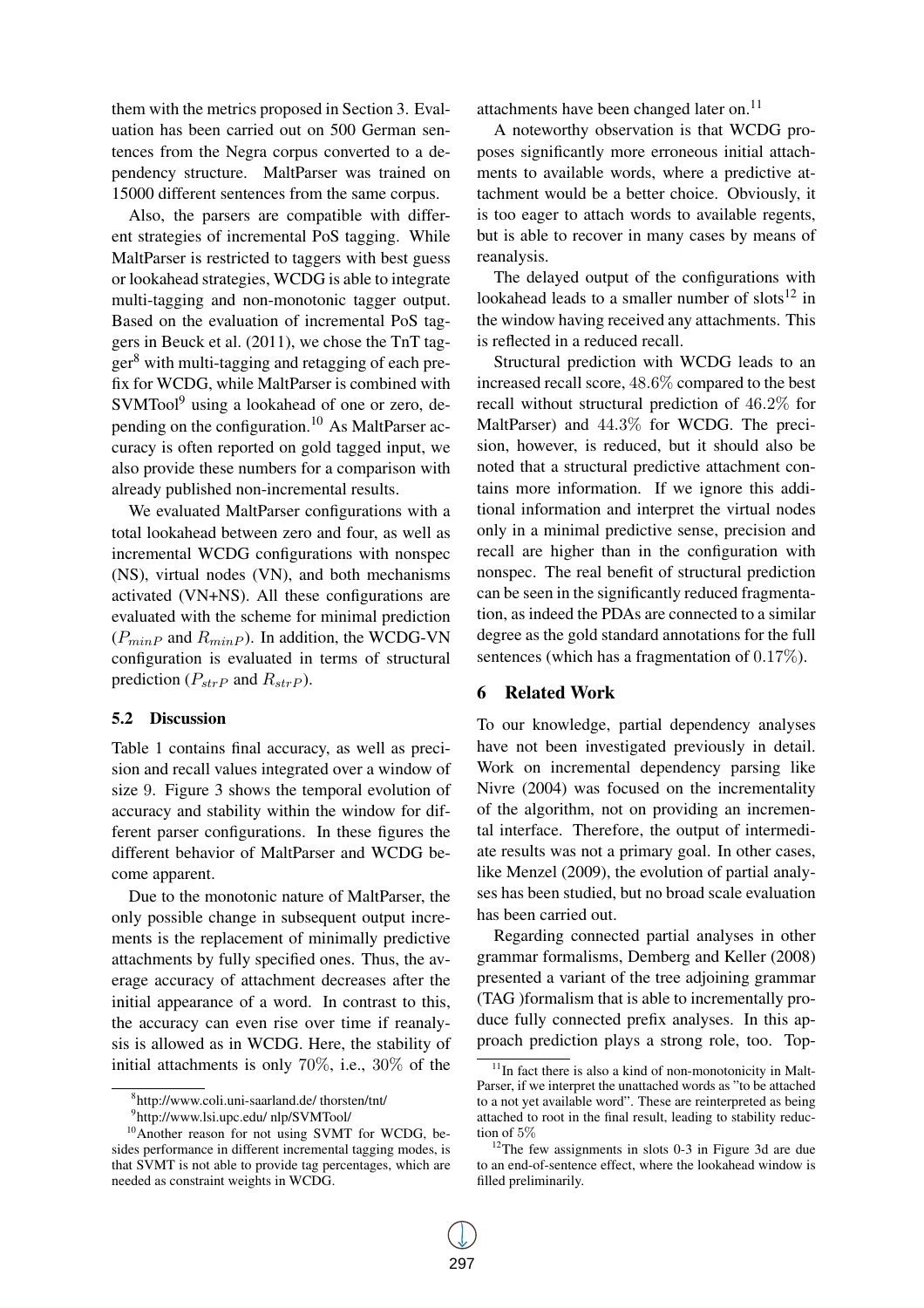them with the metrics proposed in Section 3. Evaluation has been carried out on 500 German sentences from the Negra corpus converted to a dependency structure. MaltParser was trained on 15000 different sentences from the same corpus.

Also, the parsers are compatible with different strategies of incremental PoS tagging. While MaltParser is restricted to taggers with best guess or lookahead strategies, WCDG is able to integrate multi-tagging and non-monotonic tagger output. Based on the evaluation of incremental PoS taggers in Beuck et al. (2011), we chose the TnT tagger[8] with multi-tagging and retagging of each prefix for WCDG, while MaltParser is combined with SVMTool[9] using a lookahead of one or zero, depending on the configuration.[10] As MaltParser accuracy is often reported on gold tagged input, we also provide these numbers for a comparison with already published non-incremental results.

We evaluated MaltParser configurations with a total lookahead between zero and four, as well as incremental WCDG configurations with nonspec (NS), virtual nodes (VN), and both mechanisms activated (VN+NS). All these configurations are evaluated with the scheme for minimal prediction ($P_{minP}$ and $R_{minP}$). In addition, the WCDG-VN configuration is evaluated in terms of structural prediction ($P_{strP}$ and $R_{strP}$).

### 5.2 Discussion

Table 1 contains final accuracy, as well as precision and recall values integrated over a window of size 9. Figure 3 shows the temporal evolution of accuracy and stability within the window for different parser configurations. In these figures the different behavior of MaltParser and WCDG become apparent.

Due to the monotonic nature of MaltParser, the only possible change in subsequent output increments is the replacement of minimally predictive attachments by fully specified ones. Thus, the average accuracy of attachment decreases after the initial appearance of a word. In contrast to this, the accuracy can even rise over time if reanalysis is allowed as in WCDG. Here, the stability of initial attachments is only 70%, i.e., 30% of the attachments have been changed later on.[11]

A noteworthy observation is that WCDG proposes significantly more erroneous initial attachments to available words, where a predictive attachment would be a better choice. Obviously, it is too eager to attach words to available regents, but is able to recover in many cases by means of reanalysis.

The delayed output of the configurations with lookahead leads to a smaller number of slots[12] in the window having received any attachments. This is reflected in a reduced recall.

Structural prediction with WCDG leads to an increased recall score, $48.6\%$ compared to the best recall without structural prediction of $46.2\%$ for MaltParser) and $44.3\%$ for WCDG. The precision, however, is reduced, but it should also be noted that a structural predictive attachment contains more information. If we ignore this additional information and interpret the virtual nodes only in a minimal predictive sense, precision and recall are higher than in the configuration with nonspec. The real benefit of structural prediction can be seen in the significantly reduced fragmentation, as indeed the PDAs are connected to a similar degree as the gold standard annotations for the full sentences (which has a fragmentation of $0.17\%$).

## 6 Related Work

To our knowledge, partial dependency analyses have not been investigated previously in detail. Work on incremental dependency parsing like Nivre (2004) was focused on the incrementality of the algorithm, not on providing an incremental interface. Therefore, the output of intermediate results was not a primary goal. In other cases, like Menzel (2009), the evolution of partial analyses has been studied, but no broad scale evaluation has been carried out.

Regarding connected partial analyses in other grammar formalisms, Demberg and Keller (2008) presented a variant of the tree adjoining grammar (TAG )formalism that is able to incrementally produce fully connected prefix analyses. In this approach prediction plays a strong role, too. Top-

[8] http://www.coli.uni-saarland.de/ thorsten/tnt/

[9] http://www.lsi.upc.edu/ nlp/SVMTool/

[10] Another reason for not using SVMT for WCDG, besides performance in different incremental tagging modes, is that SVMT is not able to provide tag percentages, which are needed as constraint weights in WCDG.

[11] In fact there is also a kind of non-monotonicity in MaltParser, if we interpret the unattached words as "to be attached to a not yet available word". These are reinterpreted as being attached to root in the final result, leading to stability reduction of 5%

[12] The few assignments in slots 0-3 in Figure 3d are due to an end-of-sentence effect, where the lookahead window is filled preliminarily.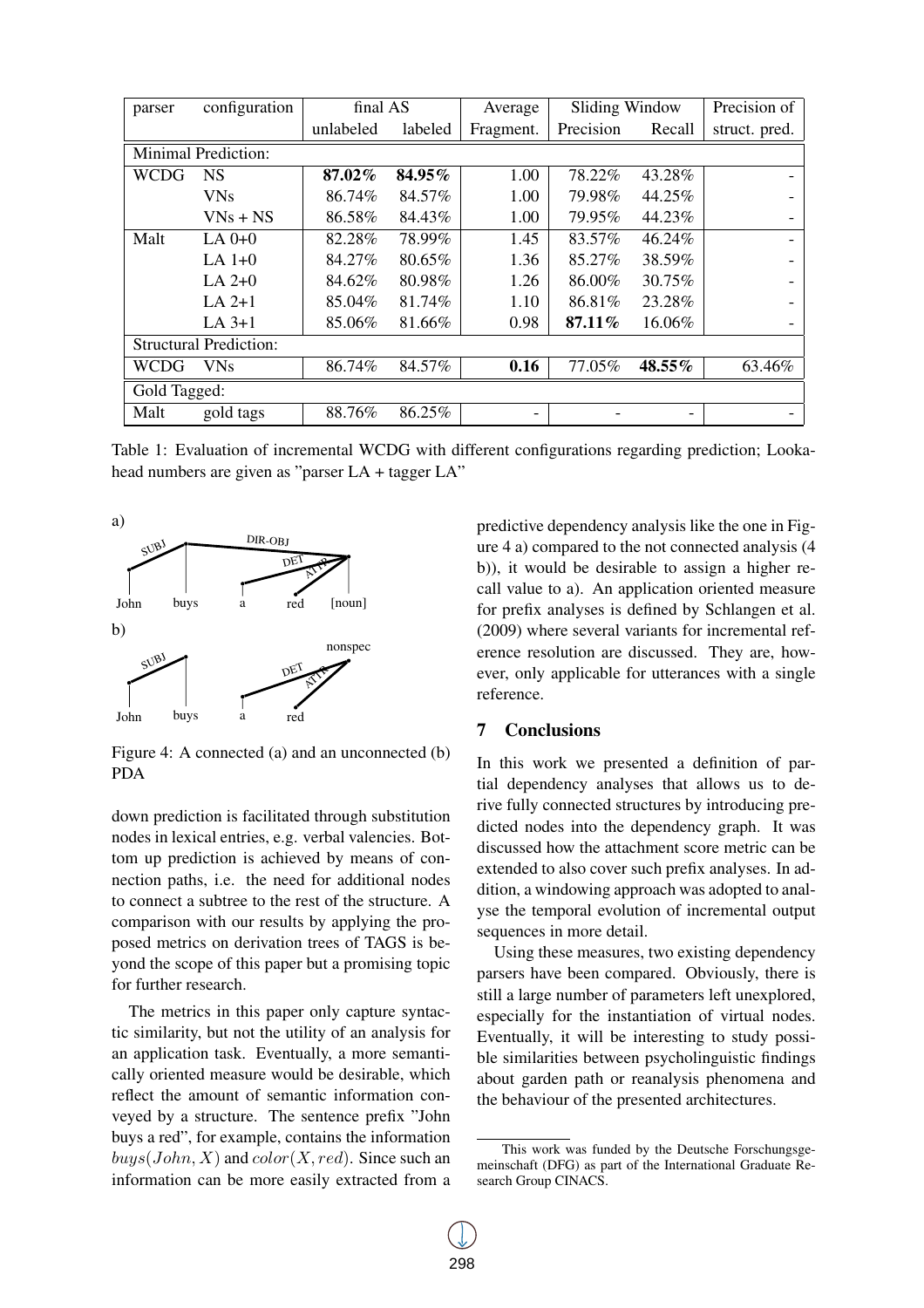| parser | configuration | final AS | | Average | Sliding Window | | Precision of |
|---|---|---|---|---|---|---|---|
| | | unlabeled | labeled | Fragment. | Precision | Recall | struct. pred. |
| Minimal Prediction: | | | | | | | |
| WCDG | NS | **87.02%** | **84.95%** | 1.00 | 78.22% | 43.28% | - |
| | VNs | 86.74% | 84.57% | 1.00 | 79.98% | 44.25% | - |
| | VNs + NS | 86.58% | 84.43% | 1.00 | 79.95% | 44.23% | - |
| Malt | LA 0+0 | 82.28% | 78.99% | 1.45 | 83.57% | 46.24% | - |
| | LA 1+0 | 84.27% | 80.65% | 1.36 | 85.27% | 38.59% | - |
| | LA 2+0 | 84.62% | 80.98% | 1.26 | 86.00% | 30.75% | - |
| | LA 2+1 | 85.04% | 81.74% | 1.10 | 86.81% | 23.28% | - |
| | LA 3+1 | 85.06% | 81.66% | 0.98 | **87.11%** | 16.06% | - |
| Structural Prediction: | | | | | | | |
| WCDG | VNs | 86.74% | 84.57% | **0.16** | 77.05% | **48.55%** | 63.46% |
| Gold Tagged: | | | | | | | |
| Malt | gold tags | 88.76% | 86.25% | - | - | - | - |

Table 1: Evaluation of incremental WCDG with different configurations regarding prediction; Lookahead numbers are given as "parser LA + tagger LA"

Figure 4: A connected (a) and an unconnected (b) PDA

down prediction is facilitated through substitution nodes in lexical entries, e.g. verbal valencies. Bottom up prediction is achieved by means of connection paths, i.e. the need for additional nodes to connect a subtree to the rest of the structure. A comparison with our results by applying the proposed metrics on derivation trees of TAGS is beyond the scope of this paper but a promising topic for further research.

The metrics in this paper only capture syntactic similarity, but not the utility of an analysis for an application task. Eventually, a more semantically oriented measure would be desirable, which reflect the amount of semantic information conveyed by a structure. The sentence prefix "John buys a red", for example, contains the information $buys(John, X)$ and $color(X, red)$. Since such an information can be more easily extracted from a predictive dependency analysis like the one in Figure 4 a) compared to the not connected analysis (4 b)), it would be desirable to assign a higher recall value to a). An application oriented measure for prefix analyses is defined by Schlangen et al. (2009) where several variants for incremental reference resolution are discussed. They are, however, only applicable for utterances with a single reference.

## 7 Conclusions

In this work we presented a definition of partial dependency analyses that allows us to derive fully connected structures by introducing predicted nodes into the dependency graph. It was discussed how the attachment score metric can be extended to also cover such prefix analyses. In addition, a windowing approach was adopted to analyse the temporal evolution of incremental output sequences in more detail.

Using these measures, two existing dependency parsers have been compared. Obviously, there is still a large number of parameters left unexplored, especially for the instantiation of virtual nodes. Eventually, it will be interesting to study possible similarities between psycholinguistic findings about garden path or reanalysis phenomena and the behaviour of the presented architectures.

This work was funded by the Deutsche Forschungsgemeinschaft (DFG) as part of the International Graduate Research Group CINACS.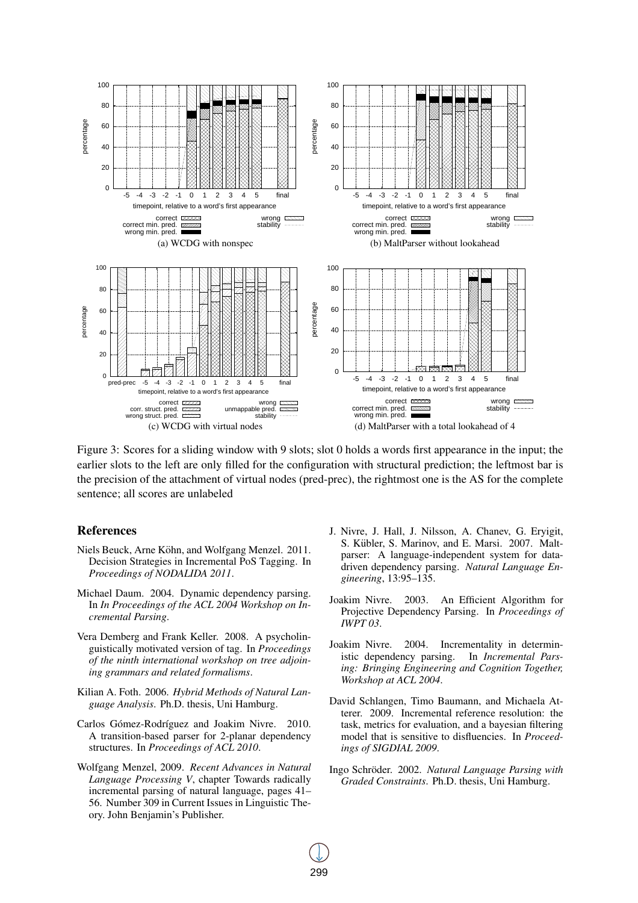100
80
60
40
20
0
percentage
-5 -4 -3 -2 -1 0 1 2 3 4 5 final
timepoint, relative to a word's first appearance
correct
correct min. pred.
wrong min. pred.
wrong
stability

(a) WCDG with nonspec

100
80
60
40
20
0
percentage
-5 -4 -3 -2 -1 0 1 2 3 4 5 final
timepoint, relative to a word's first appearance
correct
correct min. pred.
wrong min. pred.
wrong
stability

(b) MaltParser without lookahead

100
80
60
40
20
0
percentage
pred-prec -5 -4 -3 -2 -1 0 1 2 3 4 5 final
timepoint, relative to a word's first appearance
correct
corr. struct. pred.
wrong struct. pred.
wrong
unmappable pred.
stability

(c) WCDG with virtual nodes

100
80
60
40
20
0
percentage
-5 -4 -3 -2 -1 0 1 2 3 4 5 final
timepoint, relative to a word's first appearance
correct
correct min. pred.
wrong min. pred.
wrong
stability

(d) MaltParser with a total lookahead of 4

Figure 3: Scores for a sliding window with 9 slots; slot 0 holds a words first appearance in the input; the earlier slots to the left are only filled for the configuration with structural prediction; the leftmost bar is the precision of the attachment of virtual nodes (pred-prec), the rightmost one is the AS for the complete sentence; all scores are unlabeled

## References

Niels Beuck, Arne Köhn, and Wolfgang Menzel. 2011. Decision Strategies in Incremental PoS Tagging. In *Proceedings of NODALIDA 2011*.

Michael Daum. 2004. Dynamic dependency parsing. In *In Proceedings of the ACL 2004 Workshop on Incremental Parsing*.

Vera Demberg and Frank Keller. 2008. A psycholinguistically motivated version of tag. In *Proceedings of the ninth international workshop on tree adjoining grammars and related formalisms*.

Kilian A. Foth. 2006. *Hybrid Methods of Natural Language Analysis*. Ph.D. thesis, Uni Hamburg.

Carlos Gómez-Rodríguez and Joakim Nivre. 2010. A transition-based parser for 2-planar dependency structures. In *Proceedings of ACL 2010*.

Wolfgang Menzel, 2009. *Recent Advances in Natural Language Processing V*, chapter Towards radically incremental parsing of natural language, pages 41–56. Number 309 in Current Issues in Linguistic Theory. John Benjamin's Publisher.

J. Nivre, J. Hall, J. Nilsson, A. Chanev, G. Eryigit, S. Kübler, S. Marinov, and E. Marsi. 2007. Maltparser: A language-independent system for data-driven dependency parsing. *Natural Language Engineering*, 13:95–135.

Joakim Nivre. 2003. An Efficient Algorithm for Projective Dependency Parsing. In *Proceedings of IWPT 03*.

Joakim Nivre. 2004. Incrementality in deterministic dependency parsing. In *Incremental Parsing: Bringing Engineering and Cognition Together, Workshop at ACL 2004*.

David Schlangen, Timo Baumann, and Michaela Atterer. 2009. Incremental reference resolution: the task, metrics for evaluation, and a bayesian filtering model that is sensitive to disfluencies. In *Proceedings of SIGDIAL 2009*.

Ingo Schröder. 2002. *Natural Language Parsing with Graded Constraints*. Ph.D. thesis, Uni Hamburg.